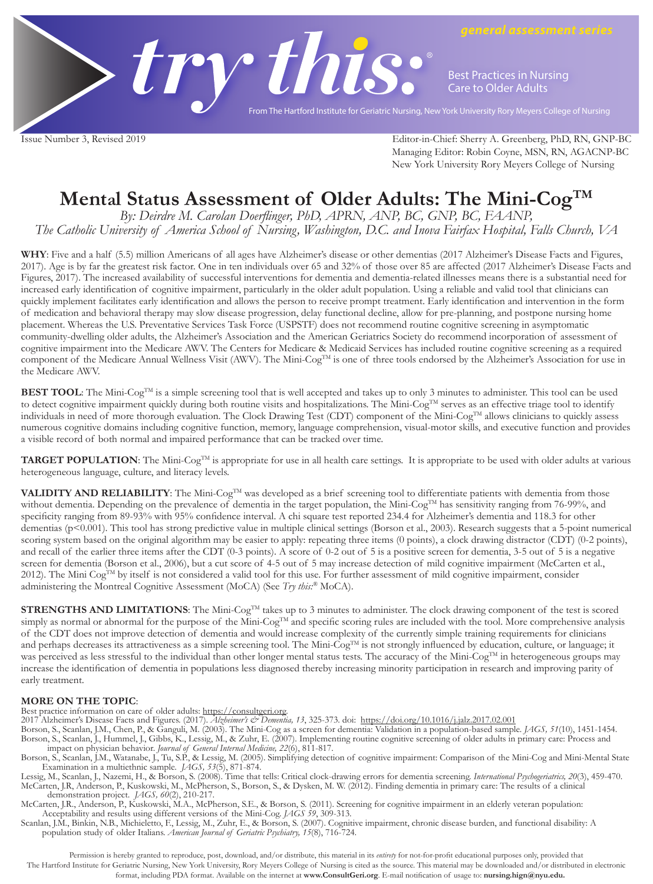# try this:®

general assessment series

Best Practices in Nursing Care to Older Adults

From The Hartford Institute for Geriatric Nursing, New York University Rory Meyers College of Nursing

Issue Number 3, Revised 2019

Editor-in-Chief: Sherry A. Greenberg, PhD, RN, GNP-BC
Managing Editor: Robin Coyne, MSN, RN, AGACNP-BC
New York University Rory Meyers College of Nursing

# Mental Status Assessment of Older Adults: The Mini-Cog™

*By: Deirdre M. Carolan Doerflinger, PhD, APRN, ANP, BC, GNP, BC, FAANP,*
*The Catholic University of America School of Nursing, Washington, D.C. and Inova Fairfax Hospital, Falls Church, VA*

**WHY**: Five and a half (5.5) million Americans of all ages have Alzheimer's disease or other dementias (2017 Alzheimer's Disease Facts and Figures, 2017). Age is by far the greatest risk factor. One in ten individuals over 65 and 32% of those over 85 are affected (2017 Alzheimer's Disease Facts and Figures, 2017). The increased availability of successful interventions for dementia and dementia-related illnesses means there is a substantial need for increased early identification of cognitive impairment, particularly in the older adult population. Using a reliable and valid tool that clinicians can quickly implement facilitates early identification and allows the person to receive prompt treatment. Early identification and intervention in the form of medication and behavioral therapy may slow disease progression, delay functional decline, allow for pre-planning, and postpone nursing home placement. Whereas the U.S. Preventative Services Task Force (USPSTF) does not recommend routine cognitive screening in asymptomatic community-dwelling older adults, the Alzheimer's Association and the American Geriatrics Society do recommend incorporation of assessment of cognitive impairment into the Medicare AWV. The Centers for Medicare & Medicaid Services has included routine cognitive screening as a required component of the Medicare Annual Wellness Visit (AWV). The Mini-Cog™ is one of three tools endorsed by the Alzheimer's Association for use in the Medicare AWV.

**BEST TOOL**: The Mini-Cog™ is a simple screening tool that is well accepted and takes up to only 3 minutes to administer. This tool can be used to detect cognitive impairment quickly during both routine visits and hospitalizations. The Mini-Cog™ serves as an effective triage tool to identify individuals in need of more thorough evaluation. The Clock Drawing Test (CDT) component of the Mini-Cog™ allows clinicians to quickly assess numerous cognitive domains including cognitive function, memory, language comprehension, visual-motor skills, and executive function and provides a visible record of both normal and impaired performance that can be tracked over time.

**TARGET POPULATION**: The Mini-Cog™ is appropriate for use in all health care settings. It is appropriate to be used with older adults at various heterogeneous language, culture, and literacy levels.

**VALIDITY AND RELIABILITY**: The Mini-Cog™ was developed as a brief screening tool to differentiate patients with dementia from those without dementia. Depending on the prevalence of dementia in the target population, the Mini-Cog™ has sensitivity ranging from 76-99%, and specificity ranging from 89-93% with 95% confidence interval. A chi square test reported 234.4 for Alzheimer's dementia and 118.3 for other dementias ($p<0.001$). This tool has strong predictive value in multiple clinical settings (Borson et al., 2003). Research suggests that a 5-point numerical scoring system based on the original algorithm may be easier to apply: repeating three items (0 points), a clock drawing distractor (CDT) (0-2 points), and recall of the earlier three items after the CDT (0-3 points). A score of 0-2 out of 5 is a positive screen for dementia, 3-5 out of 5 is a negative screen for dementia (Borson et al., 2006), but a cut score of 4-5 out of 5 may increase detection of mild cognitive impairment (McCarten et al., 2012). The Mini Cog™ by itself is not considered a valid tool for this use. For further assessment of mild cognitive impairment, consider administering the Montreal Cognitive Assessment (MoCA) (See *Try this:®* MoCA).

**STRENGTHS AND LIMITATIONS**: The Mini-Cog™ takes up to 3 minutes to administer. The clock drawing component of the test is scored simply as normal or abnormal for the purpose of the Mini-Cog™ and specific scoring rules are included with the tool. More comprehensive analysis of the CDT does not improve detection of dementia and would increase complexity of the currently simple training requirements for clinicians and perhaps decreases its attractiveness as a simple screening tool. The Mini-Cog™ is not strongly influenced by education, culture, or language; it was perceived as less stressful to the individual than other longer mental status tests. The accuracy of the Mini-Cog™ in heterogeneous groups may increase the identification of dementia in populations less diagnosed thereby increasing minority participation in research and improving parity of early treatment.

**MORE ON THE TOPIC**:

Best practice information on care of older adults: https://consultgeri.org.

2017 Alzheimer's Disease Facts and Figures. (2017). *Alzheimer's & Dementia, 13*, 325-373. doi: https://doi.org/10.1016/j.jalz.2017.02.001

Borson, S., Scanlan, J.M., Chen, P., & Ganguli, M. (2003). The Mini-Cog as a screen for dementia: Validation in a population-based sample. *JAGS, 51*(10), 1451-1454.

Borson, S., Scanlan, J., Hummel, J., Gibbs, K., Lessig, M., & Zuhr, E. (2007). Implementing routine cognitive screening of older adults in primary care: Process and impact on physician behavior. *Journal of General Internal Medicine, 22*(6), 811-817.

Borson, S., Scanlan, J.M., Watanabe, J., Tu, S.P., & Lessig, M. (2005). Simplifying detection of cognitive impairment: Comparison of the Mini-Cog and Mini-Mental State Examination in a multiethnic sample. *JAGS, 53*(5), 871-874.

Lessig, M., Scanlan, J., Nazemi, H., & Borson, S. (2008). Time that tells: Critical clock-drawing errors for dementia screening. *International Psychogeriatrics, 20*(3), 459-470.

McCarten, J.R, Anderson, P., Kuskowski, M., McPherson, S., Borson, S., & Dysken, M. W. (2012). Finding dementia in primary care: The results of a clinical demonstration project. *JAGS, 60*(2), 210-217.

McCarten, J.R., Anderson, P., Kuskowski, M.A., McPherson, S.E., & Borson, S. (2011). Screening for cognitive impairment in an elderly veteran population: Acceptability and results using different versions of the Mini-Cog. *JAGS 59*, 309-313.

Scanlan, J.M., Binkin, N.B., Michieletto, F., Lessig, M., Zuhr, E., & Borson, S. (2007). Cognitive impairment, chronic disease burden, and functional disability: A population study of older Italians. *American Journal of Geriatric Psychiatry, 15*(8), 716-724.

Permission is hereby granted to reproduce, post, download, and/or distribute, this material in its *entirety* for not-for-profit educational purposes only, provided that The Hartford Institute for Geriatric Nursing, New York University, Rory Meyers College of Nursing is cited as the source. This material may be downloaded and/or distributed in electronic format, including PDA format. Available on the internet at **www.ConsultGeri.org**. E-mail notification of usage to: **nursing.hign@nyu.edu.**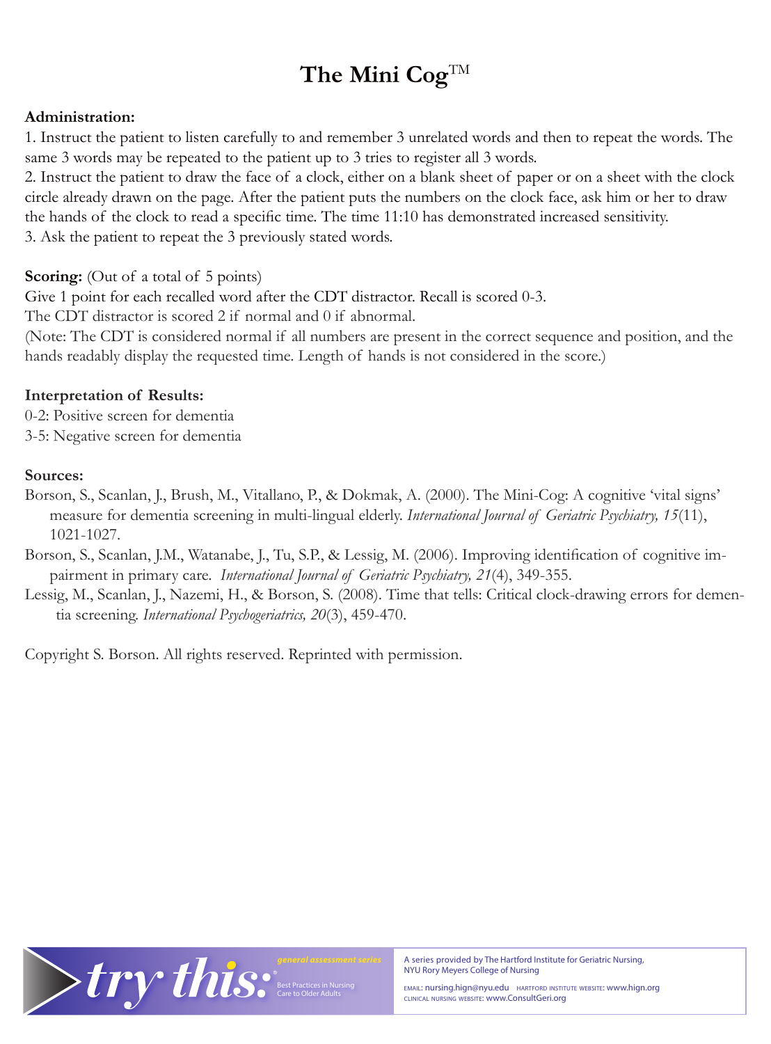# The Mini Cog™

**Administration:**

1. Instruct the patient to listen carefully to and remember 3 unrelated words and then to repeat the words. The same 3 words may be repeated to the patient up to 3 tries to register all 3 words.
2. Instruct the patient to draw the face of a clock, either on a blank sheet of paper or on a sheet with the clock circle already drawn on the page. After the patient puts the numbers on the clock face, ask him or her to draw the hands of the clock to read a specific time. The time 11:10 has demonstrated increased sensitivity.
3. Ask the patient to repeat the 3 previously stated words.

**Scoring:** (Out of a total of 5 points)

Give 1 point for each recalled word after the CDT distractor. Recall is scored 0-3.

The CDT distractor is scored 2 if normal and 0 if abnormal.

(Note: The CDT is considered normal if all numbers are present in the correct sequence and position, and the hands readably display the requested time. Length of hands is not considered in the score.)

**Interpretation of Results:**

0-2: Positive screen for dementia

3-5: Negative screen for dementia

**Sources:**

Borson, S., Scanlan, J., Brush, M., Vitallano, P., & Dokmak, A. (2000). The Mini-Cog: A cognitive 'vital signs' measure for dementia screening in multi-lingual elderly. *International Journal of Geriatric Psychiatry, 15*(11), 1021-1027.

Borson, S., Scanlan, J.M., Watanabe, J., Tu, S.P., & Lessig, M. (2006). Improving identification of cognitive impairment in primary care. *International Journal of Geriatric Psychiatry, 21*(4), 349-355.

Lessig, M., Scanlan, J., Nazemi, H., & Borson, S. (2008). Time that tells: Critical clock-drawing errors for dementia screening. *International Psychogeriatrics, 20*(3), 459-470.

Copyright S. Borson. All rights reserved. Reprinted with permission.

try this: general assessment series — Best Practices in Nursing Care to Older Adults

A series provided by The Hartford Institute for Geriatric Nursing, NYU Rory Meyers College of Nursing

EMAIL: nursing.hign@nyu.edu HARTFORD INSTITUTE WEBSITE: www.hign.org CLINICAL NURSING WEBSITE: www.ConsultGeri.org